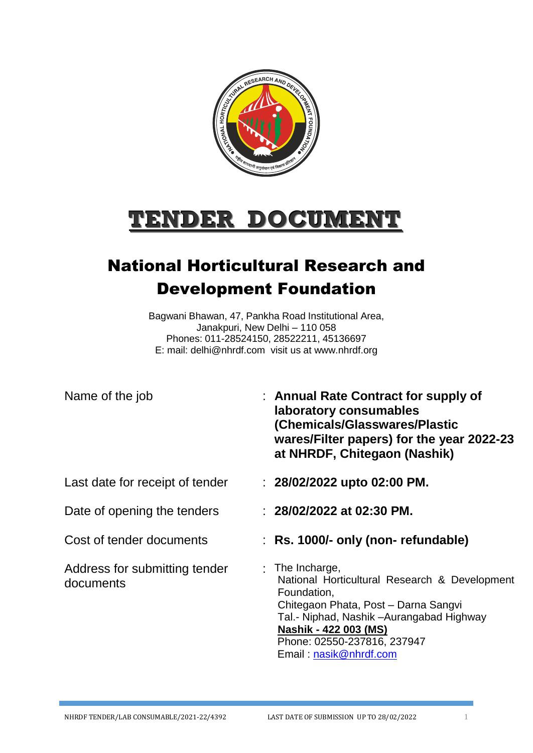# TENDER DOCUMENT

## National Horticultural Research and Development Foundation

Bagwani Bhawan, 47, Pankha Road Institutional Area,
Janakpuri, New Delhi – 110 058
Phones: 011-28524150, 28522211, 45136697
E: mail: delhi@nhrdf.com visit us at www.nhrdf.org

| | | |
|---|---|---|
| Name of the job | : | **Annual Rate Contract for supply of laboratory consumables (Chemicals/Glasswares/Plastic wares/Filter papers) for the year 2022-23 at NHRDF, Chitegaon (Nashik)** |
| Last date for receipt of tender | : | **28/02/2022 upto 02:00 PM.** |
| Date of opening the tenders | : | **28/02/2022 at 02:30 PM.** |
| Cost of tender documents | : | **Rs. 1000/- only (non- refundable)** |
| Address for submitting tender documents | : | The Incharge,<br>National Horticultural Research & Development Foundation,<br>Chitegaon Phata, Post – Darna Sangvi<br>Tal.- Niphad, Nashik –Aurangabad Highway<br>**Nashik - 422 003 (MS)**<br>Phone: 02550-237816, 237947<br>Email : nasik@nhrdf.com |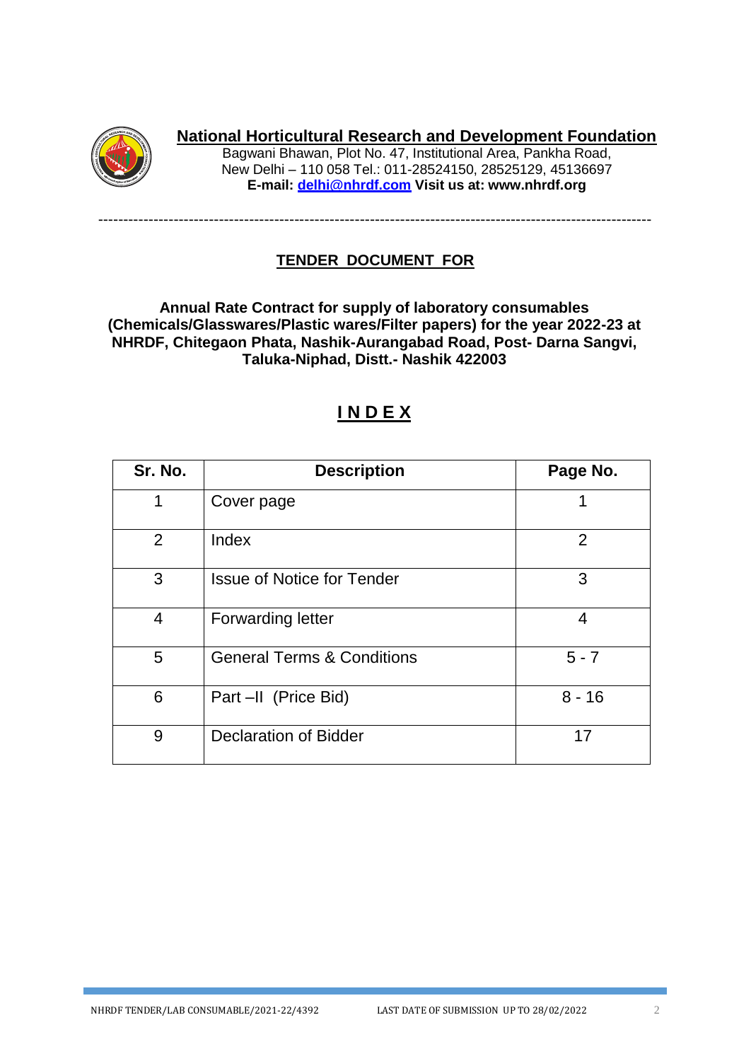**National Horticultural Research and Development Foundation**

Bagwani Bhawan, Plot No. 47, Institutional Area, Pankha Road,
New Delhi – 110 058 Tel.: 011-28524150, 28525129, 45136697
**E-mail: delhi@nhrdf.com Visit us at: www.nhrdf.org**

---

## TENDER DOCUMENT FOR

**Annual Rate Contract for supply of laboratory consumables (Chemicals/Glasswares/Plastic wares/Filter papers) for the year 2022-23 at NHRDF, Chitegaon Phata, Nashik-Aurangabad Road, Post- Darna Sangvi, Taluka-Niphad, Distt.- Nashik 422003**

## I N D E X

| Sr. No. | Description | Page No. |
|---|---|---|
| 1 | Cover page | 1 |
| 2 | Index | 2 |
| 3 | Issue of Notice for Tender | 3 |
| 4 | Forwarding letter | 4 |
| 5 | General Terms & Conditions | 5 - 7 |
| 6 | Part –II (Price Bid) | 8 - 16 |
| 9 | Declaration of Bidder | 17 |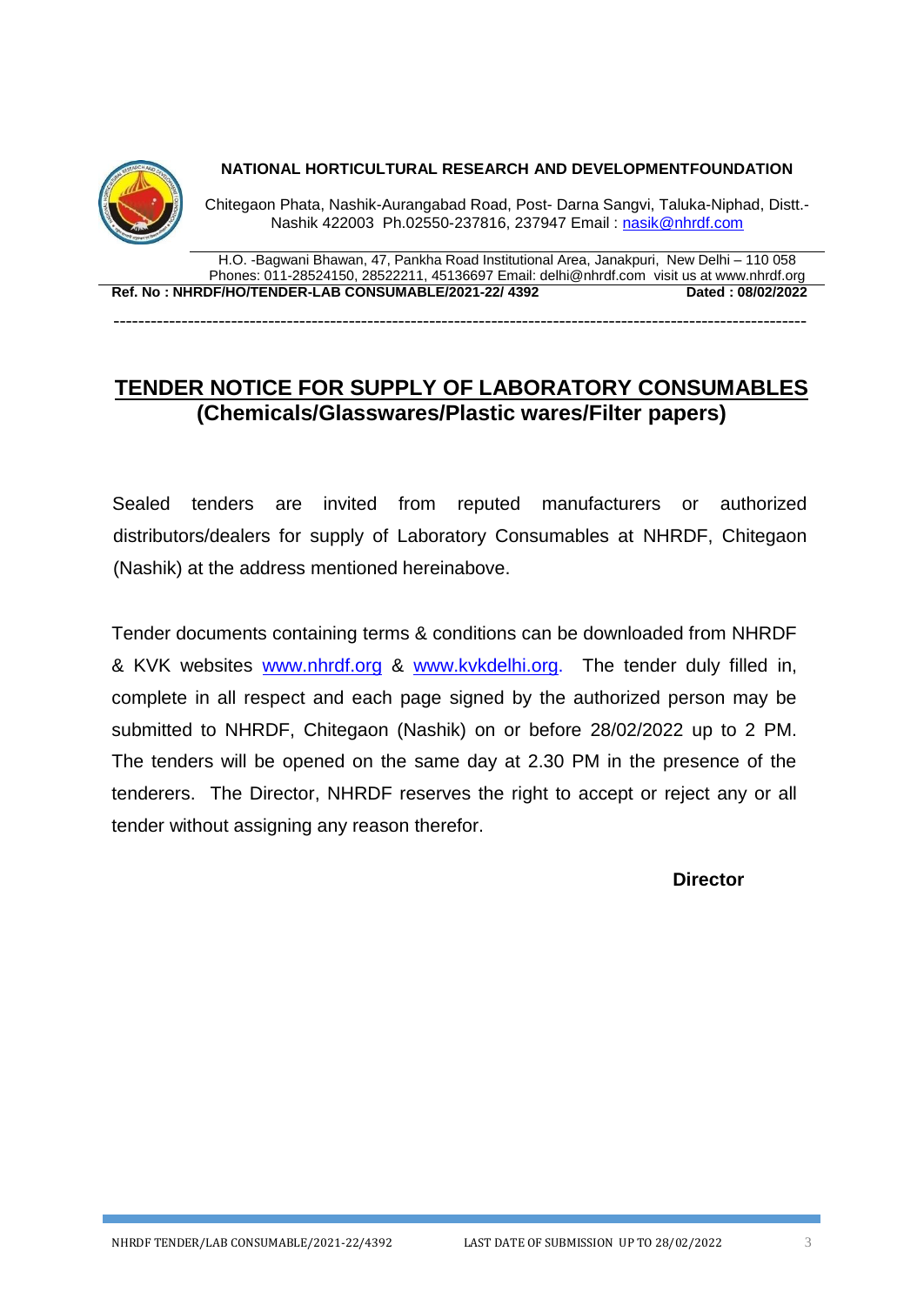**NATIONAL HORTICULTURAL RESEARCH AND DEVELOPMENTFOUNDATION**

Chitegaon Phata, Nashik-Aurangabad Road, Post- Darna Sangvi, Taluka-Niphad, Distt.- Nashik 422003 Ph.02550-237816, 237947 Email : nasik@nhrdf.com

H.O. -Bagwani Bhawan, 47, Pankha Road Institutional Area, Janakpuri, New Delhi – 110 058
Phones: 011-28524150, 28522211, 45136697 Email: delhi@nhrdf.com visit us at www.nhrdf.org

**Ref. No : NHRDF/HO/TENDER-LAB CONSUMABLE/2021-22/ 4392** **Dated : 08/02/2022**

---

# TENDER NOTICE FOR SUPPLY OF LABORATORY CONSUMABLES (Chemicals/Glasswares/Plastic wares/Filter papers)

Sealed tenders are invited from reputed manufacturers or authorized distributors/dealers for supply of Laboratory Consumables at NHRDF, Chitegaon (Nashik) at the address mentioned hereinabove.

Tender documents containing terms & conditions can be downloaded from NHRDF & KVK websites www.nhrdf.org & www.kvkdelhi.org. The tender duly filled in, complete in all respect and each page signed by the authorized person may be submitted to NHRDF, Chitegaon (Nashik) on or before 28/02/2022 up to 2 PM. The tenders will be opened on the same day at 2.30 PM in the presence of the tenderers. The Director, NHRDF reserves the right to accept or reject any or all tender without assigning any reason therefor.

**Director**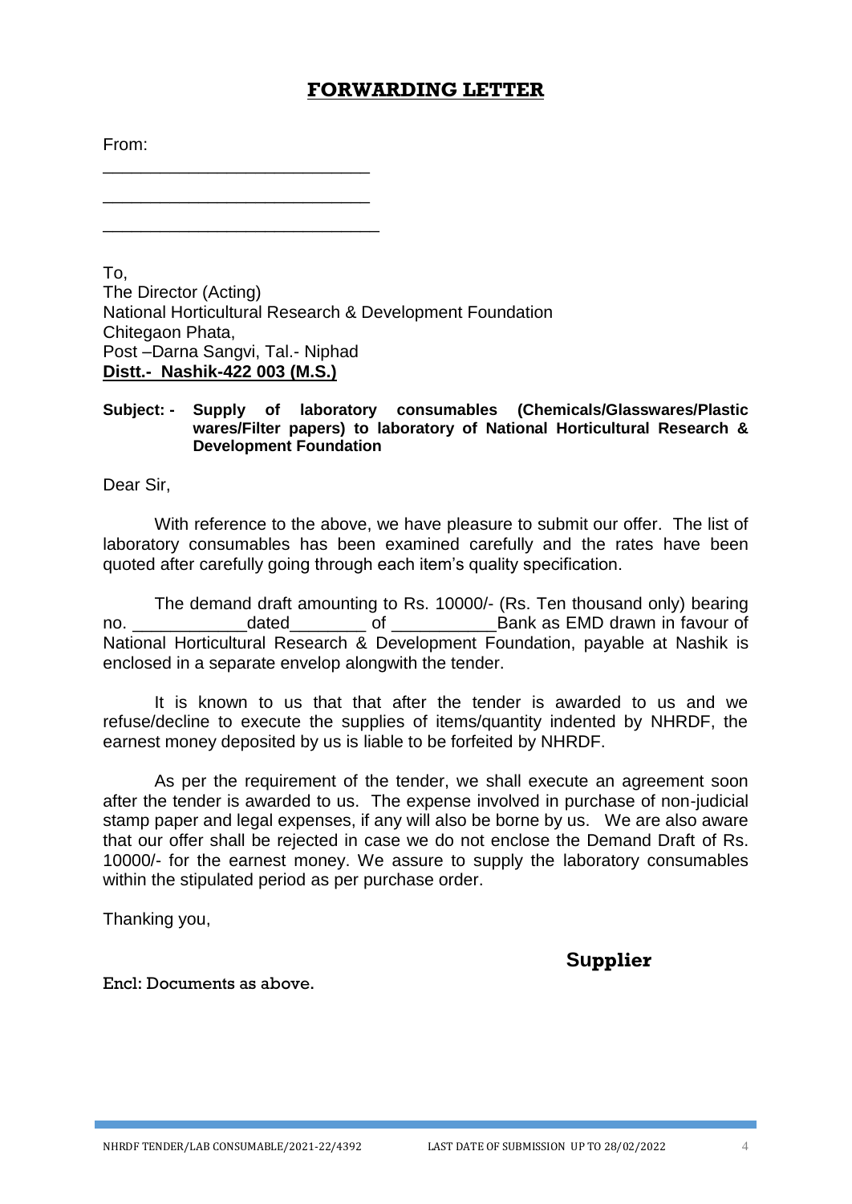# FORWARDING LETTER

From:

____________________________

____________________________

_____________________________

To,
The Director (Acting)
National Horticultural Research & Development Foundation
Chitegaon Phata,
Post –Darna Sangvi, Tal.- Niphad
**Distt.- Nashik-422 003 (M.S.)**

**Subject: - Supply of laboratory consumables (Chemicals/Glasswares/Plastic wares/Filter papers) to laboratory of National Horticultural Research & Development Foundation**

Dear Sir,

With reference to the above, we have pleasure to submit our offer. The list of laboratory consumables has been examined carefully and the rates have been quoted after carefully going through each item's quality specification.

The demand draft amounting to Rs. 10000/- (Rs. Ten thousand only) bearing no. ____________dated________ of ___________Bank as EMD drawn in favour of National Horticultural Research & Development Foundation, payable at Nashik is enclosed in a separate envelop alongwith the tender.

It is known to us that that after the tender is awarded to us and we refuse/decline to execute the supplies of items/quantity indented by NHRDF, the earnest money deposited by us is liable to be forfeited by NHRDF.

As per the requirement of the tender, we shall execute an agreement soon after the tender is awarded to us. The expense involved in purchase of non-judicial stamp paper and legal expenses, if any will also be borne by us. We are also aware that our offer shall be rejected in case we do not enclose the Demand Draft of Rs. 10000/- for the earnest money. We assure to supply the laboratory consumables within the stipulated period as per purchase order.

Thanking you,

**Supplier**

Encl: Documents as above.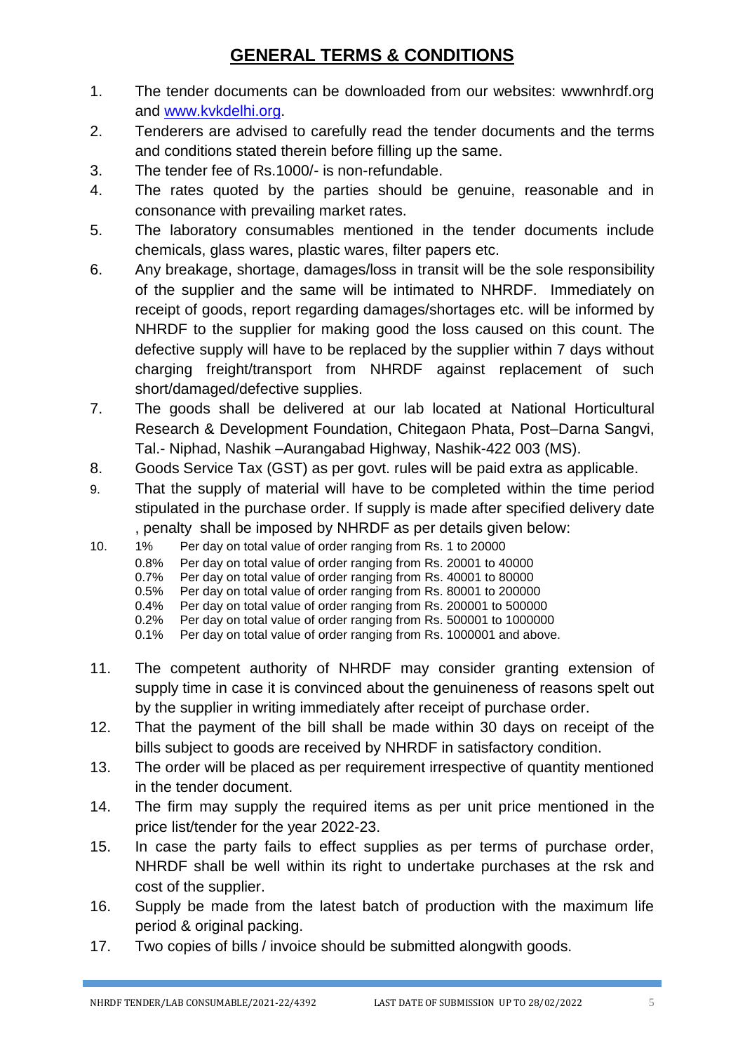# GENERAL TERMS & CONDITIONS

1. The tender documents can be downloaded from our websites: wwwnhrdf.org and www.kvkdelhi.org.
2. Tenderers are advised to carefully read the tender documents and the terms and conditions stated therein before filling up the same.
3. The tender fee of Rs.1000/- is non-refundable.
4. The rates quoted by the parties should be genuine, reasonable and in consonance with prevailing market rates.
5. The laboratory consumables mentioned in the tender documents include chemicals, glass wares, plastic wares, filter papers etc.
6. Any breakage, shortage, damages/loss in transit will be the sole responsibility of the supplier and the same will be intimated to NHRDF. Immediately on receipt of goods, report regarding damages/shortages etc. will be informed by NHRDF to the supplier for making good the loss caused on this count. The defective supply will have to be replaced by the supplier within 7 days without charging freight/transport from NHRDF against replacement of such short/damaged/defective supplies.
7. The goods shall be delivered at our lab located at National Horticultural Research & Development Foundation, Chitegaon Phata, Post–Darna Sangvi, Tal.- Niphad, Nashik –Aurangabad Highway, Nashik-422 003 (MS).
8. Goods Service Tax (GST) as per govt. rules will be paid extra as applicable.
9. That the supply of material will have to be completed within the time period stipulated in the purchase order. If supply is made after specified delivery date , penalty shall be imposed by NHRDF as per details given below:
10. 1% Per day on total value of order ranging from Rs. 1 to 20000
    0.8% Per day on total value of order ranging from Rs. 20001 to 40000
    0.7% Per day on total value of order ranging from Rs. 40001 to 80000
    0.5% Per day on total value of order ranging from Rs. 80001 to 200000
    0.4% Per day on total value of order ranging from Rs. 200001 to 500000
    0.2% Per day on total value of order ranging from Rs. 500001 to 1000000
    0.1% Per day on total value of order ranging from Rs. 1000001 and above.
11. The competent authority of NHRDF may consider granting extension of supply time in case it is convinced about the genuineness of reasons spelt out by the supplier in writing immediately after receipt of purchase order.
12. That the payment of the bill shall be made within 30 days on receipt of the bills subject to goods are received by NHRDF in satisfactory condition.
13. The order will be placed as per requirement irrespective of quantity mentioned in the tender document.
14. The firm may supply the required items as per unit price mentioned in the price list/tender for the year 2022-23.
15. In case the party fails to effect supplies as per terms of purchase order, NHRDF shall be well within its right to undertake purchases at the rsk and cost of the supplier.
16. Supply be made from the latest batch of production with the maximum life period & original packing.
17. Two copies of bills / invoice should be submitted alongwith goods.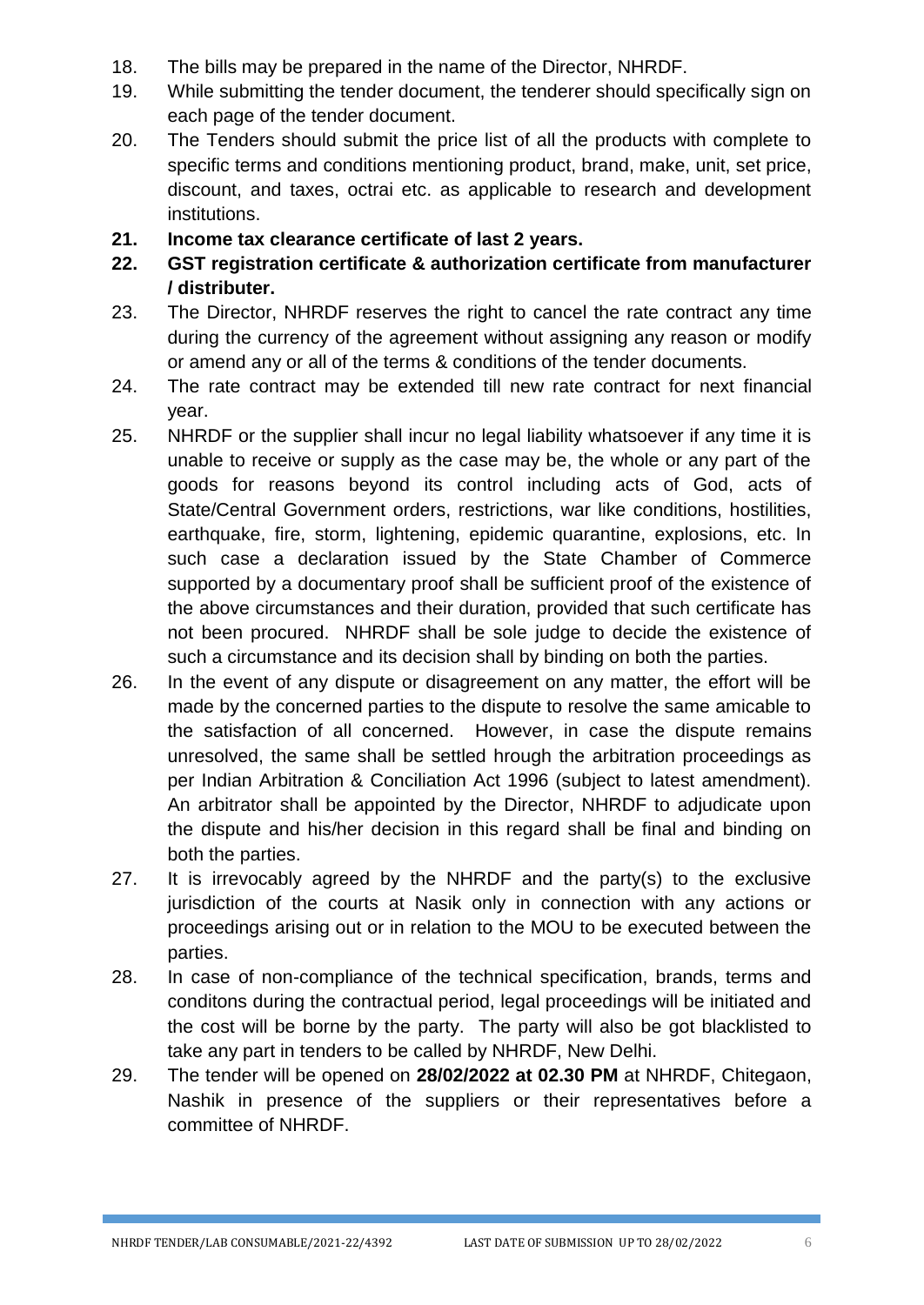18. The bills may be prepared in the name of the Director, NHRDF.
19. While submitting the tender document, the tenderer should specifically sign on each page of the tender document.
20. The Tenders should submit the price list of all the products with complete to specific terms and conditions mentioning product, brand, make, unit, set price, discount, and taxes, octrai etc. as applicable to research and development institutions.
21. **Income tax clearance certificate of last 2 years.**
22. **GST registration certificate & authorization certificate from manufacturer / distributer.**
23. The Director, NHRDF reserves the right to cancel the rate contract any time during the currency of the agreement without assigning any reason or modify or amend any or all of the terms & conditions of the tender documents.
24. The rate contract may be extended till new rate contract for next financial year.
25. NHRDF or the supplier shall incur no legal liability whatsoever if any time it is unable to receive or supply as the case may be, the whole or any part of the goods for reasons beyond its control including acts of God, acts of State/Central Government orders, restrictions, war like conditions, hostilities, earthquake, fire, storm, lightening, epidemic quarantine, explosions, etc. In such case a declaration issued by the State Chamber of Commerce supported by a documentary proof shall be sufficient proof of the existence of the above circumstances and their duration, provided that such certificate has not been procured. NHRDF shall be sole judge to decide the existence of such a circumstance and its decision shall by binding on both the parties.
26. In the event of any dispute or disagreement on any matter, the effort will be made by the concerned parties to the dispute to resolve the same amicable to the satisfaction of all concerned. However, in case the dispute remains unresolved, the same shall be settled hrough the arbitration proceedings as per Indian Arbitration & Conciliation Act 1996 (subject to latest amendment). An arbitrator shall be appointed by the Director, NHRDF to adjudicate upon the dispute and his/her decision in this regard shall be final and binding on both the parties.
27. It is irrevocably agreed by the NHRDF and the party(s) to the exclusive jurisdiction of the courts at Nasik only in connection with any actions or proceedings arising out or in relation to the MOU to be executed between the parties.
28. In case of non-compliance of the technical specification, brands, terms and conditons during the contractual period, legal proceedings will be initiated and the cost will be borne by the party. The party will also be got blacklisted to take any part in tenders to be called by NHRDF, New Delhi.
29. The tender will be opened on **28/02/2022 at 02.30 PM** at NHRDF, Chitegaon, Nashik in presence of the suppliers or their representatives before a committee of NHRDF.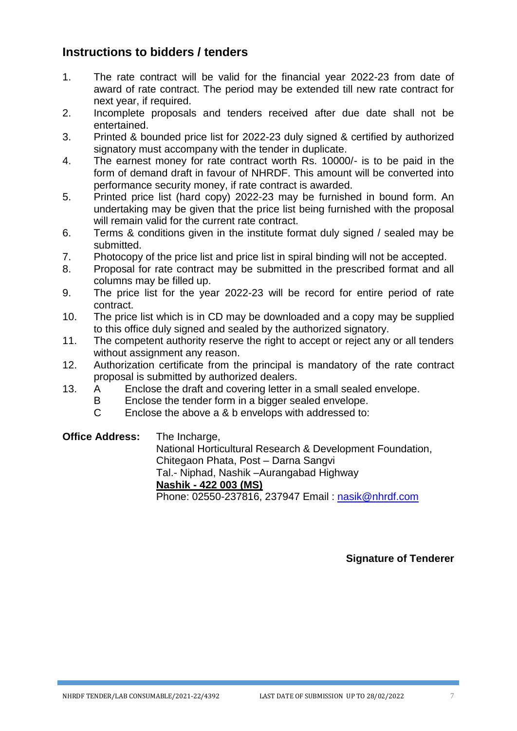## Instructions to bidders / tenders

1. The rate contract will be valid for the financial year 2022-23 from date of award of rate contract. The period may be extended till new rate contract for next year, if required.
2. Incomplete proposals and tenders received after due date shall not be entertained.
3. Printed & bounded price list for 2022-23 duly signed & certified by authorized signatory must accompany with the tender in duplicate.
4. The earnest money for rate contract worth Rs. 10000/- is to be paid in the form of demand draft in favour of NHRDF. This amount will be converted into performance security money, if rate contract is awarded.
5. Printed price list (hard copy) 2022-23 may be furnished in bound form. An undertaking may be given that the price list being furnished with the proposal will remain valid for the current rate contract.
6. Terms & conditions given in the institute format duly signed / sealed may be submitted.
7. Photocopy of the price list and price list in spiral binding will not be accepted.
8. Proposal for rate contract may be submitted in the prescribed format and all columns may be filled up.
9. The price list for the year 2022-23 will be record for entire period of rate contract.
10. The price list which is in CD may be downloaded and a copy may be supplied to this office duly signed and sealed by the authorized signatory.
11. The competent authority reserve the right to accept or reject any or all tenders without assignment any reason.
12. Authorization certificate from the principal is mandatory of the rate contract proposal is submitted by authorized dealers.
13. A Enclose the draft and covering letter in a small sealed envelope.
    B Enclose the tender form in a bigger sealed envelope.
    C Enclose the above a & b envelops with addressed to:

**Office Address:** The Incharge,
National Horticultural Research & Development Foundation,
Chitegaon Phata, Post – Darna Sangvi
Tal.- Niphad, Nashik –Aurangabad Highway
**Nashik - 422 003 (MS)**
Phone: 02550-237816, 237947 Email : nasik@nhrdf.com

**Signature of Tenderer**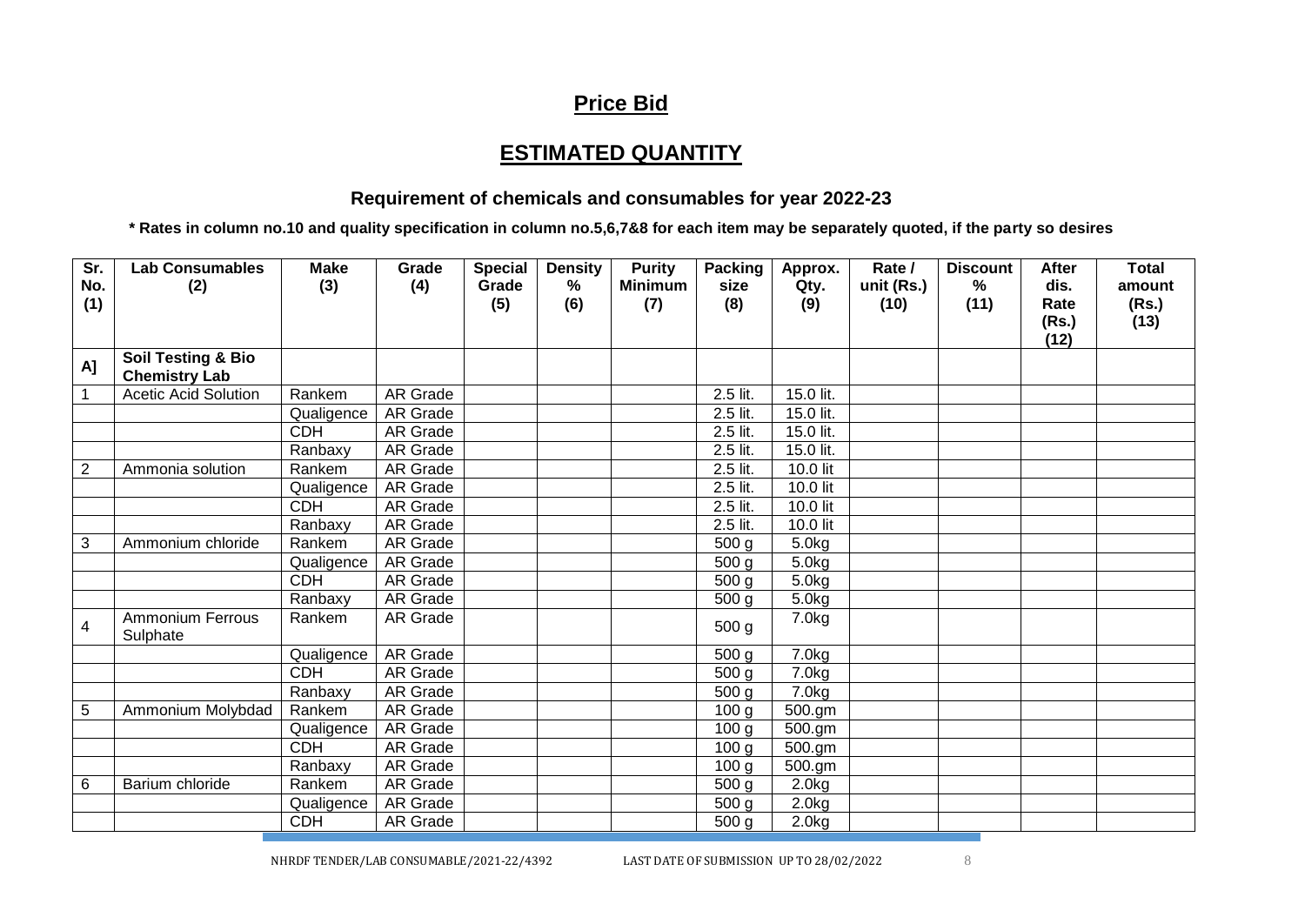## Price Bid

## ESTIMATED QUANTITY

### Requirement of chemicals and consumables for year 2022-23

**\* Rates in column no.10 and quality specification in column no.5,6,7&8 for each item may be separately quoted, if the party so desires**

| Sr. No. (1) | Lab Consumables (2) | Make (3) | Grade (4) | Special Grade (5) | Density % (6) | Purity Minimum (7) | Packing size (8) | Approx. Qty. (9) | Rate / unit (Rs.) (10) | Discount % (11) | After dis. Rate (Rs.) (12) | Total amount (Rs.) (13) |
|---|---|---|---|---|---|---|---|---|---|---|---|---|
| **A]** | **Soil Testing & Bio Chemistry Lab** | | | | | | | | | | | |
| 1 | Acetic Acid Solution | Rankem | AR Grade | | | | 2.5 lit. | 15.0 lit. | | | | |
| | | Qualigence | AR Grade | | | | 2.5 lit. | 15.0 lit. | | | | |
| | | CDH | AR Grade | | | | 2.5 lit. | 15.0 lit. | | | | |
| | | Ranbaxy | AR Grade | | | | 2.5 lit. | 15.0 lit. | | | | |
| 2 | Ammonia solution | Rankem | AR Grade | | | | 2.5 lit. | 10.0 lit | | | | |
| | | Qualigence | AR Grade | | | | 2.5 lit. | 10.0 lit | | | | |
| | | CDH | AR Grade | | | | 2.5 lit. | 10.0 lit | | | | |
| | | Ranbaxy | AR Grade | | | | 2.5 lit. | 10.0 lit | | | | |
| 3 | Ammonium chloride | Rankem | AR Grade | | | | 500 g | 5.0kg | | | | |
| | | Qualigence | AR Grade | | | | 500 g | 5.0kg | | | | |
| | | CDH | AR Grade | | | | 500 g | 5.0kg | | | | |
| | | Ranbaxy | AR Grade | | | | 500 g | 5.0kg | | | | |
| 4 | Ammonium Ferrous Sulphate | Rankem | AR Grade | | | | 500 g | 7.0kg | | | | |
| | | Qualigence | AR Grade | | | | 500 g | 7.0kg | | | | |
| | | CDH | AR Grade | | | | 500 g | 7.0kg | | | | |
| | | Ranbaxy | AR Grade | | | | 500 g | 7.0kg | | | | |
| 5 | Ammonium Molybdad | Rankem | AR Grade | | | | 100 g | 500.gm | | | | |
| | | Qualigence | AR Grade | | | | 100 g | 500.gm | | | | |
| | | CDH | AR Grade | | | | 100 g | 500.gm | | | | |
| | | Ranbaxy | AR Grade | | | | 100 g | 500.gm | | | | |
| 6 | Barium chloride | Rankem | AR Grade | | | | 500 g | 2.0kg | | | | |
| | | Qualigence | AR Grade | | | | 500 g | 2.0kg | | | | |
| | | CDH | AR Grade | | | | 500 g | 2.0kg | | | | |

NHRDF TENDER/LAB CONSUMABLE/2021-22/4392 LAST DATE OF SUBMISSION UP TO 28/02/2022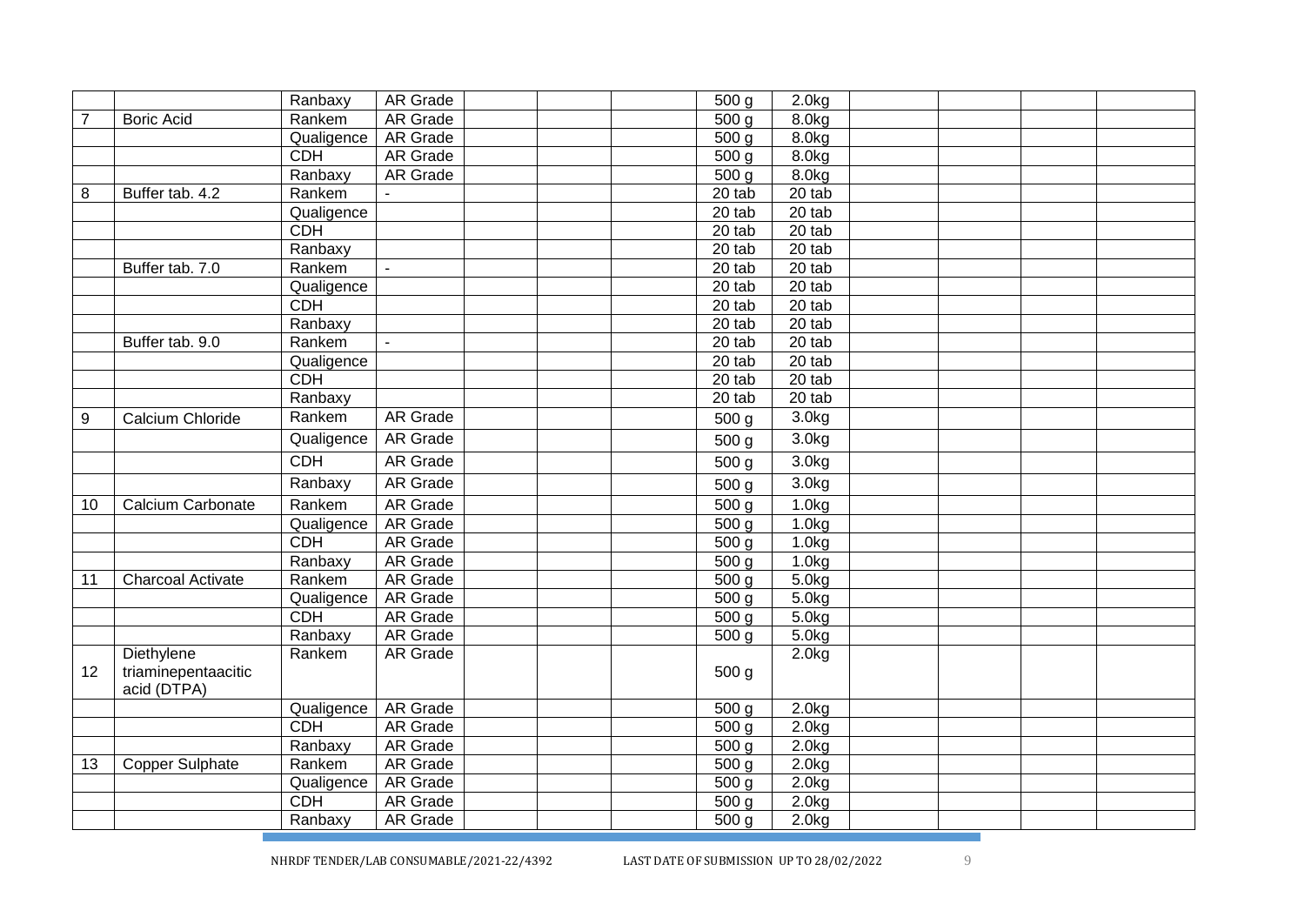| | | | | | | | | | | | | |
|---|---|---|---|---|---|---|---|---|---|---|---|---|
| | | Ranbaxy | AR Grade | | | | 500 g | 2.0kg | | | | |
| 7 | Boric Acid | Rankem | AR Grade | | | | 500 g | 8.0kg | | | | |
| | | Qualigence | AR Grade | | | | 500 g | 8.0kg | | | | |
| | | CDH | AR Grade | | | | 500 g | 8.0kg | | | | |
| | | Ranbaxy | AR Grade | | | | 500 g | 8.0kg | | | | |
| 8 | Buffer tab. 4.2 | Rankem | - | | | | 20 tab | 20 tab | | | | |
| | | Qualigence | | | | | 20 tab | 20 tab | | | | |
| | | CDH | | | | | 20 tab | 20 tab | | | | |
| | | Ranbaxy | | | | | 20 tab | 20 tab | | | | |
| | Buffer tab. 7.0 | Rankem | - | | | | 20 tab | 20 tab | | | | |
| | | Qualigence | | | | | 20 tab | 20 tab | | | | |
| | | CDH | | | | | 20 tab | 20 tab | | | | |
| | | Ranbaxy | | | | | 20 tab | 20 tab | | | | |
| | Buffer tab. 9.0 | Rankem | - | | | | 20 tab | 20 tab | | | | |
| | | Qualigence | | | | | 20 tab | 20 tab | | | | |
| | | CDH | | | | | 20 tab | 20 tab | | | | |
| | | Ranbaxy | | | | | 20 tab | 20 tab | | | | |
| 9 | Calcium Chloride | Rankem | AR Grade | | | | 500 g | 3.0kg | | | | |
| | | Qualigence | AR Grade | | | | 500 g | 3.0kg | | | | |
| | | CDH | AR Grade | | | | 500 g | 3.0kg | | | | |
| | | Ranbaxy | AR Grade | | | | 500 g | 3.0kg | | | | |
| 10 | Calcium Carbonate | Rankem | AR Grade | | | | 500 g | 1.0kg | | | | |
| | | Qualigence | AR Grade | | | | 500 g | 1.0kg | | | | |
| | | CDH | AR Grade | | | | 500 g | 1.0kg | | | | |
| | | Ranbaxy | AR Grade | | | | 500 g | 1.0kg | | | | |
| 11 | Charcoal Activate | Rankem | AR Grade | | | | 500 g | 5.0kg | | | | |
| | | Qualigence | AR Grade | | | | 500 g | 5.0kg | | | | |
| | | CDH | AR Grade | | | | 500 g | 5.0kg | | | | |
| | | Ranbaxy | AR Grade | | | | 500 g | 5.0kg | | | | |
| 12 | Diethylene triaminepentaacitic acid (DTPA) | Rankem | AR Grade | | | | 500 g | 2.0kg | | | | |
| | | Qualigence | AR Grade | | | | 500 g | 2.0kg | | | | |
| | | CDH | AR Grade | | | | 500 g | 2.0kg | | | | |
| | | Ranbaxy | AR Grade | | | | 500 g | 2.0kg | | | | |
| 13 | Copper Sulphate | Rankem | AR Grade | | | | 500 g | 2.0kg | | | | |
| | | Qualigence | AR Grade | | | | 500 g | 2.0kg | | | | |
| | | CDH | AR Grade | | | | 500 g | 2.0kg | | | | |
| | | Ranbaxy | AR Grade | | | | 500 g | 2.0kg | | | | |

NHRDF TENDER/LAB CONSUMABLE/2021-22/4392 LAST DATE OF SUBMISSION UP TO 28/02/2022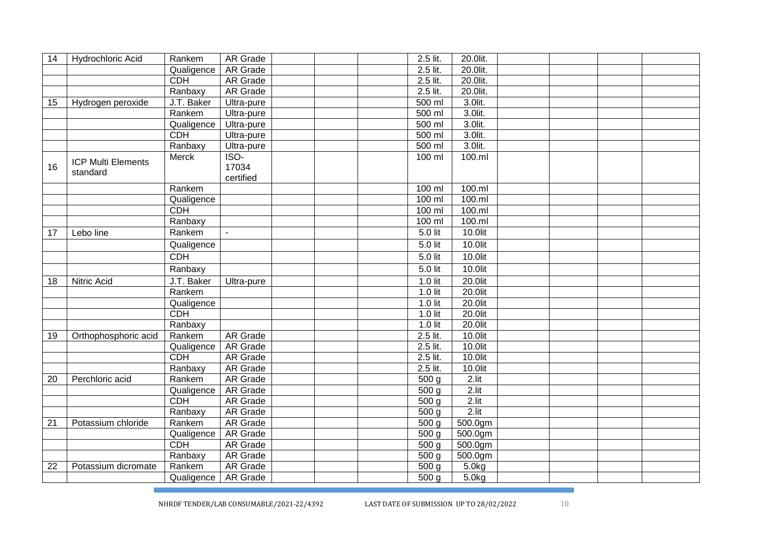| 14 | Hydrochloric Acid | Rankem | AR Grade | | | | 2.5 lit. | 20.0lit. | | | | |
|---|---|---|---|---|---|---|---|---|---|---|---|---|
| | | Qualigence | AR Grade | | | | 2.5 lit. | 20.0lit. | | | | |
| | | CDH | AR Grade | | | | 2.5 lit. | 20.0lit. | | | | |
| | | Ranbaxy | AR Grade | | | | 2.5 lit. | 20.0lit. | | | | |
| 15 | Hydrogen peroxide | J.T. Baker | Ultra-pure | | | | 500 ml | 3.0lit. | | | | |
| | | Rankem | Ultra-pure | | | | 500 ml | 3.0lit. | | | | |
| | | Qualigence | Ultra-pure | | | | 500 ml | 3.0lit. | | | | |
| | | CDH | Ultra-pure | | | | 500 ml | 3.0lit. | | | | |
| | | Ranbaxy | Ultra-pure | | | | 500 ml | 3.0lit. | | | | |
| 16 | ICP Multi Elements standard | Merck | ISO-17034 certified | | | | 100 ml | 100.ml | | | | |
| | | Rankem | | | | | 100 ml | 100.ml | | | | |
| | | Qualigence | | | | | 100 ml | 100.ml | | | | |
| | | CDH | | | | | 100 ml | 100.ml | | | | |
| | | Ranbaxy | | | | | 100 ml | 100.ml | | | | |
| 17 | Lebo line | Rankem | - | | | | 5.0 lit | 10.0lit | | | | |
| | | Qualigence | | | | | 5.0 lit | 10.0lit | | | | |
| | | CDH | | | | | 5.0 lit | 10.0lit | | | | |
| | | Ranbaxy | | | | | 5.0 lit | 10.0lit | | | | |
| 18 | Nitric Acid | J.T. Baker | Ultra-pure | | | | 1.0 lit | 20.0lit | | | | |
| | | Rankem | | | | | 1.0 lit | 20.0lit | | | | |
| | | Qualigence | | | | | 1.0 lit | 20.0lit | | | | |
| | | CDH | | | | | 1.0 lit | 20.0lit | | | | |
| | | Ranbaxy | | | | | 1.0 lit | 20.0lit | | | | |
| 19 | Orthophosphoric acid | Rankem | AR Grade | | | | 2.5 lit. | 10.0lit | | | | |
| | | Qualigence | AR Grade | | | | 2.5 lit. | 10.0lit | | | | |
| | | CDH | AR Grade | | | | 2.5 lit. | 10.0lit | | | | |
| | | Ranbaxy | AR Grade | | | | 2.5 lit. | 10.0lit | | | | |
| 20 | Perchloric acid | Rankem | AR Grade | | | | 500 g | 2.lit | | | | |
| | | Qualigence | AR Grade | | | | 500 g | 2.lit | | | | |
| | | CDH | AR Grade | | | | 500 g | 2.lit | | | | |
| | | Ranbaxy | AR Grade | | | | 500 g | 2.lit | | | | |
| 21 | Potassium chloride | Rankem | AR Grade | | | | 500 g | 500.0gm | | | | |
| | | Qualigence | AR Grade | | | | 500 g | 500.0gm | | | | |
| | | CDH | AR Grade | | | | 500 g | 500.0gm | | | | |
| | | Ranbaxy | AR Grade | | | | 500 g | 500.0gm | | | | |
| 22 | Potassium dicromate | Rankem | AR Grade | | | | 500 g | 5.0kg | | | | |
| | | Qualigence | AR Grade | | | | 500 g | 5.0kg | | | | |

NHRDF TENDER/LAB CONSUMABLE/2021-22/4392 LAST DATE OF SUBMISSION UP TO 28/02/2022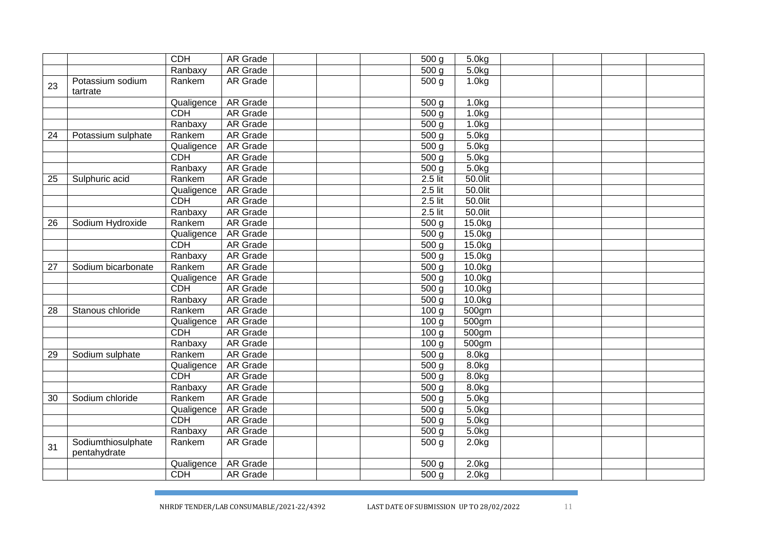| | | | | | | | | | | | | |
|---|---|---|---|---|---|---|---|---|---|---|---|---|
| | | CDH | AR Grade | | | | 500 g | 5.0kg | | | | |
| | | Ranbaxy | AR Grade | | | | 500 g | 5.0kg | | | | |
| 23 | Potassium sodium tartrate | Rankem | AR Grade | | | | 500 g | 1.0kg | | | | |
| | | Qualigence | AR Grade | | | | 500 g | 1.0kg | | | | |
| | | CDH | AR Grade | | | | 500 g | 1.0kg | | | | |
| | | Ranbaxy | AR Grade | | | | 500 g | 1.0kg | | | | |
| 24 | Potassium sulphate | Rankem | AR Grade | | | | 500 g | 5.0kg | | | | |
| | | Qualigence | AR Grade | | | | 500 g | 5.0kg | | | | |
| | | CDH | AR Grade | | | | 500 g | 5.0kg | | | | |
| | | Ranbaxy | AR Grade | | | | 500 g | 5.0kg | | | | |
| 25 | Sulphuric acid | Rankem | AR Grade | | | | 2.5 lit | 50.0lit | | | | |
| | | Qualigence | AR Grade | | | | 2.5 lit | 50.0lit | | | | |
| | | CDH | AR Grade | | | | 2.5 lit | 50.0lit | | | | |
| | | Ranbaxy | AR Grade | | | | 2.5 lit | 50.0lit | | | | |
| 26 | Sodium Hydroxide | Rankem | AR Grade | | | | 500 g | 15.0kg | | | | |
| | | Qualigence | AR Grade | | | | 500 g | 15.0kg | | | | |
| | | CDH | AR Grade | | | | 500 g | 15.0kg | | | | |
| | | Ranbaxy | AR Grade | | | | 500 g | 15.0kg | | | | |
| 27 | Sodium bicarbonate | Rankem | AR Grade | | | | 500 g | 10.0kg | | | | |
| | | Qualigence | AR Grade | | | | 500 g | 10.0kg | | | | |
| | | CDH | AR Grade | | | | 500 g | 10.0kg | | | | |
| | | Ranbaxy | AR Grade | | | | 500 g | 10.0kg | | | | |
| 28 | Stanous chloride | Rankem | AR Grade | | | | 100 g | 500gm | | | | |
| | | Qualigence | AR Grade | | | | 100 g | 500gm | | | | |
| | | CDH | AR Grade | | | | 100 g | 500gm | | | | |
| | | Ranbaxy | AR Grade | | | | 100 g | 500gm | | | | |
| 29 | Sodium sulphate | Rankem | AR Grade | | | | 500 g | 8.0kg | | | | |
| | | Qualigence | AR Grade | | | | 500 g | 8.0kg | | | | |
| | | CDH | AR Grade | | | | 500 g | 8.0kg | | | | |
| | | Ranbaxy | AR Grade | | | | 500 g | 8.0kg | | | | |
| 30 | Sodium chloride | Rankem | AR Grade | | | | 500 g | 5.0kg | | | | |
| | | Qualigence | AR Grade | | | | 500 g | 5.0kg | | | | |
| | | CDH | AR Grade | | | | 500 g | 5.0kg | | | | |
| | | Ranbaxy | AR Grade | | | | 500 g | 5.0kg | | | | |
| 31 | Sodiumthiosulphate pentahydrate | Rankem | AR Grade | | | | 500 g | 2.0kg | | | | |
| | | Qualigence | AR Grade | | | | 500 g | 2.0kg | | | | |
| | | CDH | AR Grade | | | | 500 g | 2.0kg | | | | |

NHRDF TENDER/LAB CONSUMABLE/2021-22/4392 LAST DATE OF SUBMISSION UP TO 28/02/2022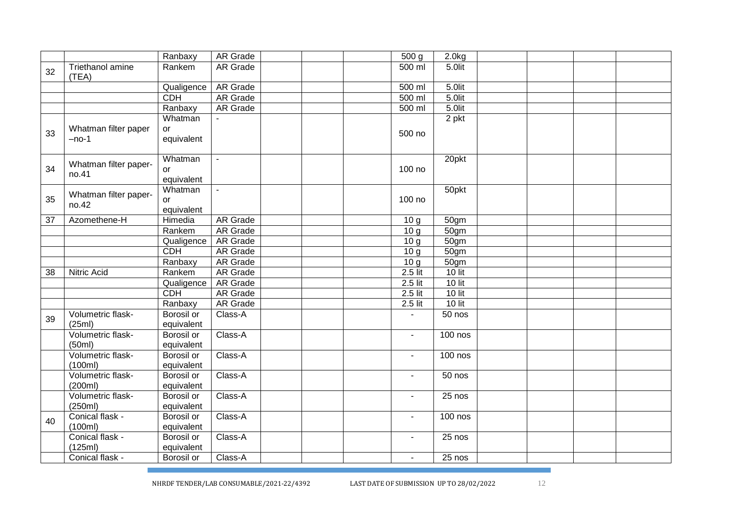| | | | | | | | | | | | | |
|---|---|---|---|---|---|---|---|---|---|---|---|---|
| | | Ranbaxy | AR Grade | | | | 500 g | 2.0kg | | | | |
| 32 | Triethanol amine (TEA) | Rankem | AR Grade | | | | 500 ml | 5.0lit | | | | |
| | | Qualigence | AR Grade | | | | 500 ml | 5.0lit | | | | |
| | | CDH | AR Grade | | | | 500 ml | 5.0lit | | | | |
| | | Ranbaxy | AR Grade | | | | 500 ml | 5.0lit | | | | |
| 33 | Whatman filter paper –no-1 | Whatman or equivalent | - | | | | 500 no | 2 pkt | | | | |
| 34 | Whatman filter paper-no.41 | Whatman or equivalent | - | | | | 100 no | 20pkt | | | | |
| 35 | Whatman filter paper-no.42 | Whatman or equivalent | - | | | | 100 no | 50pkt | | | | |
| 37 | Azomethene-H | Himedia | AR Grade | | | | 10 g | 50gm | | | | |
| | | Rankem | AR Grade | | | | 10 g | 50gm | | | | |
| | | Qualigence | AR Grade | | | | 10 g | 50gm | | | | |
| | | CDH | AR Grade | | | | 10 g | 50gm | | | | |
| | | Ranbaxy | AR Grade | | | | 10 g | 50gm | | | | |
| 38 | Nitric Acid | Rankem | AR Grade | | | | 2.5 lit | 10 lit | | | | |
| | | Qualigence | AR Grade | | | | 2.5 lit | 10 lit | | | | |
| | | CDH | AR Grade | | | | 2.5 lit | 10 lit | | | | |
| | | Ranbaxy | AR Grade | | | | 2.5 lit | 10 lit | | | | |
| 39 | Volumetric flask-(25ml) | Borosil or equivalent | Class-A | | | | - | 50 nos | | | | |
| | Volumetric flask-(50ml) | Borosil or equivalent | Class-A | | | | - | 100 nos | | | | |
| | Volumetric flask-(100ml) | Borosil or equivalent | Class-A | | | | - | 100 nos | | | | |
| | Volumetric flask-(200ml) | Borosil or equivalent | Class-A | | | | - | 50 nos | | | | |
| | Volumetric flask-(250ml) | Borosil or equivalent | Class-A | | | | - | 25 nos | | | | |
| 40 | Conical flask -(100ml) | Borosil or equivalent | Class-A | | | | - | 100 nos | | | | |
| | Conical flask -(125ml) | Borosil or equivalent | Class-A | | | | - | 25 nos | | | | |
| | Conical flask - | Borosil or | Class-A | | | | - | 25 nos | | | | |

NHRDF TENDER/LAB CONSUMABLE/2021-22/4392 LAST DATE OF SUBMISSION UP TO 28/02/2022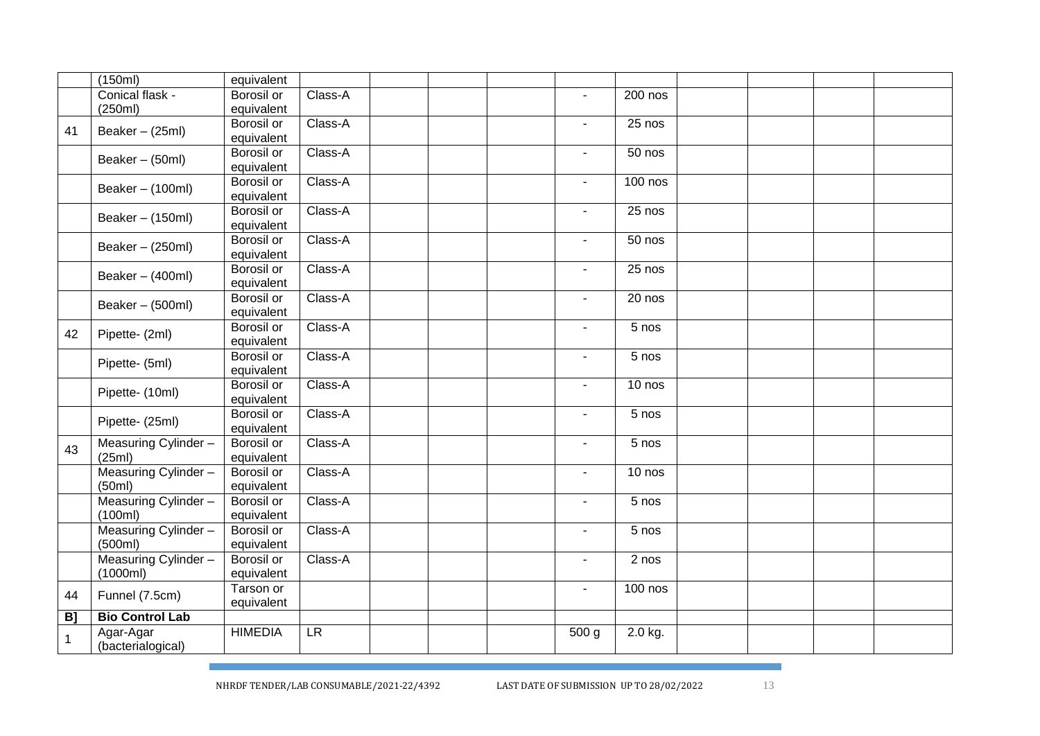| | (150ml) | equivalent | | | | | | | | | | |
|---|---|---|---|---|---|---|---|---|---|---|---|---|
| | Conical flask - (250ml) | Borosil or equivalent | Class-A | | | | - | 200 nos | | | | |
| 41 | Beaker – (25ml) | Borosil or equivalent | Class-A | | | | - | 25 nos | | | | |
| | Beaker – (50ml) | Borosil or equivalent | Class-A | | | | - | 50 nos | | | | |
| | Beaker – (100ml) | Borosil or equivalent | Class-A | | | | - | 100 nos | | | | |
| | Beaker – (150ml) | Borosil or equivalent | Class-A | | | | - | 25 nos | | | | |
| | Beaker – (250ml) | Borosil or equivalent | Class-A | | | | - | 50 nos | | | | |
| | Beaker – (400ml) | Borosil or equivalent | Class-A | | | | - | 25 nos | | | | |
| | Beaker – (500ml) | Borosil or equivalent | Class-A | | | | - | 20 nos | | | | |
| 42 | Pipette- (2ml) | Borosil or equivalent | Class-A | | | | - | 5 nos | | | | |
| | Pipette- (5ml) | Borosil or equivalent | Class-A | | | | - | 5 nos | | | | |
| | Pipette- (10ml) | Borosil or equivalent | Class-A | | | | - | 10 nos | | | | |
| | Pipette- (25ml) | Borosil or equivalent | Class-A | | | | - | 5 nos | | | | |
| 43 | Measuring Cylinder – (25ml) | Borosil or equivalent | Class-A | | | | - | 5 nos | | | | |
| | Measuring Cylinder – (50ml) | Borosil or equivalent | Class-A | | | | - | 10 nos | | | | |
| | Measuring Cylinder – (100ml) | Borosil or equivalent | Class-A | | | | - | 5 nos | | | | |
| | Measuring Cylinder – (500ml) | Borosil or equivalent | Class-A | | | | - | 5 nos | | | | |
| | Measuring Cylinder – (1000ml) | Borosil or equivalent | Class-A | | | | - | 2 nos | | | | |
| 44 | Funnel (7.5cm) | Tarson or equivalent | | | | | - | 100 nos | | | | |
| **B]** | **Bio Control Lab** | | | | | | | | | | | |
| 1 | Agar-Agar (bacteriological) | HIMEDIA | LR | | | | 500 g | 2.0 kg. | | | | |

NHRDF TENDER/LAB CONSUMABLE/2021-22/4392 LAST DATE OF SUBMISSION UP TO 28/02/2022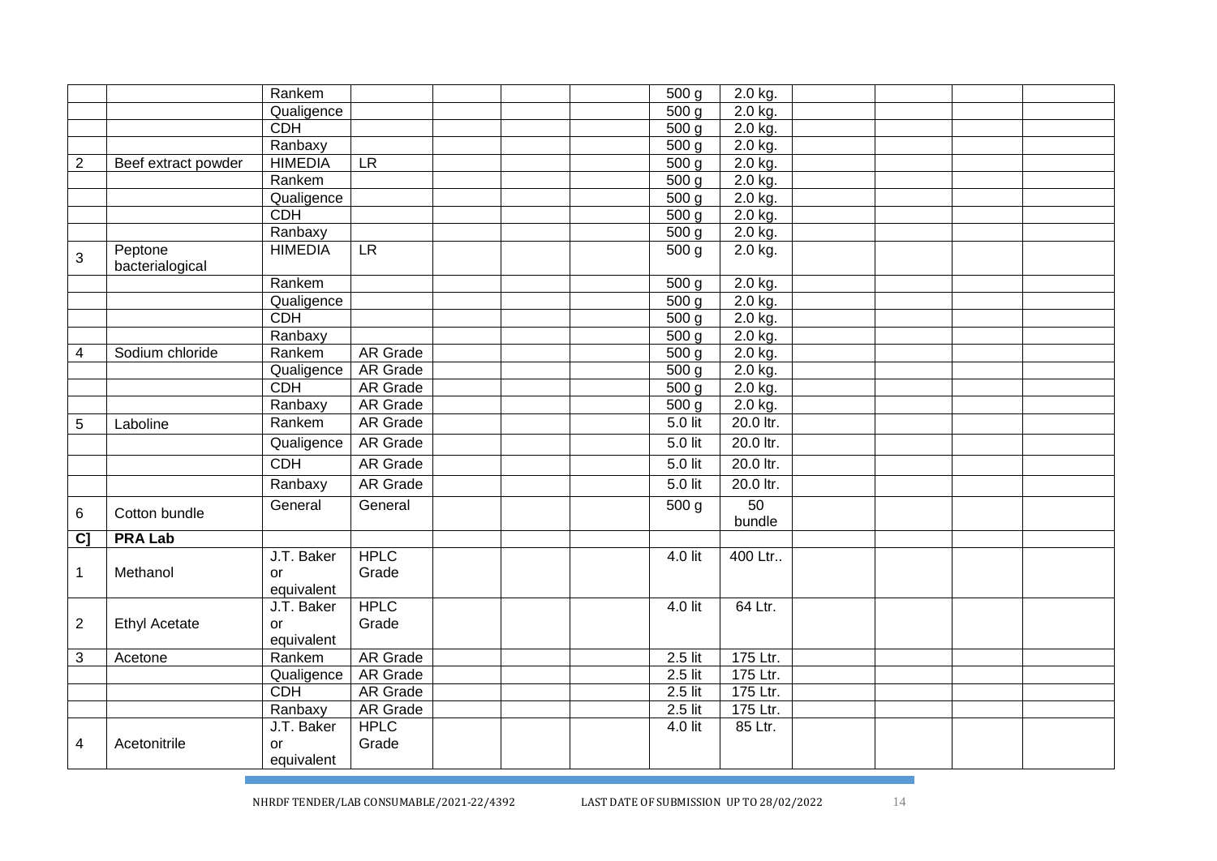| | | | | | | | | | | | | |
|---|---|---|---|---|---|---|---|---|---|---|---|---|
| | | Rankem | | | | | 500 g | 2.0 kg. | | | | |
| | | Qualigence | | | | | 500 g | 2.0 kg. | | | | |
| | | CDH | | | | | 500 g | 2.0 kg. | | | | |
| | | Ranbaxy | | | | | 500 g | 2.0 kg. | | | | |
| 2 | Beef extract powder | HIMEDIA | LR | | | | 500 g | 2.0 kg. | | | | |
| | | Rankem | | | | | 500 g | 2.0 kg. | | | | |
| | | Qualigence | | | | | 500 g | 2.0 kg. | | | | |
| | | CDH | | | | | 500 g | 2.0 kg. | | | | |
| | | Ranbaxy | | | | | 500 g | 2.0 kg. | | | | |
| 3 | Peptone bacterialogical | HIMEDIA | LR | | | | 500 g | 2.0 kg. | | | | |
| | | Rankem | | | | | 500 g | 2.0 kg. | | | | |
| | | Qualigence | | | | | 500 g | 2.0 kg. | | | | |
| | | CDH | | | | | 500 g | 2.0 kg. | | | | |
| | | Ranbaxy | | | | | 500 g | 2.0 kg. | | | | |
| 4 | Sodium chloride | Rankem | AR Grade | | | | 500 g | 2.0 kg. | | | | |
| | | Qualigence | AR Grade | | | | 500 g | 2.0 kg. | | | | |
| | | CDH | AR Grade | | | | 500 g | 2.0 kg. | | | | |
| | | Ranbaxy | AR Grade | | | | 500 g | 2.0 kg. | | | | |
| 5 | Laboline | Rankem | AR Grade | | | | 5.0 lit | 20.0 ltr. | | | | |
| | | Qualigence | AR Grade | | | | 5.0 lit | 20.0 ltr. | | | | |
| | | CDH | AR Grade | | | | 5.0 lit | 20.0 ltr. | | | | |
| | | Ranbaxy | AR Grade | | | | 5.0 lit | 20.0 ltr. | | | | |
| 6 | Cotton bundle | General | General | | | | 500 g | 50 bundle | | | | |
| **C]** | **PRA Lab** | | | | | | | | | | | |
| 1 | Methanol | J.T. Baker or equivalent | HPLC Grade | | | | 4.0 lit | 400 Ltr.. | | | | |
| 2 | Ethyl Acetate | J.T. Baker or equivalent | HPLC Grade | | | | 4.0 lit | 64 Ltr. | | | | |
| 3 | Acetone | Rankem | AR Grade | | | | 2.5 lit | 175 Ltr. | | | | |
| | | Qualigence | AR Grade | | | | 2.5 lit | 175 Ltr. | | | | |
| | | CDH | AR Grade | | | | 2.5 lit | 175 Ltr. | | | | |
| | | Ranbaxy | AR Grade | | | | 2.5 lit | 175 Ltr. | | | | |
| 4 | Acetonitrile | J.T. Baker or equivalent | HPLC Grade | | | | 4.0 lit | 85 Ltr. | | | | |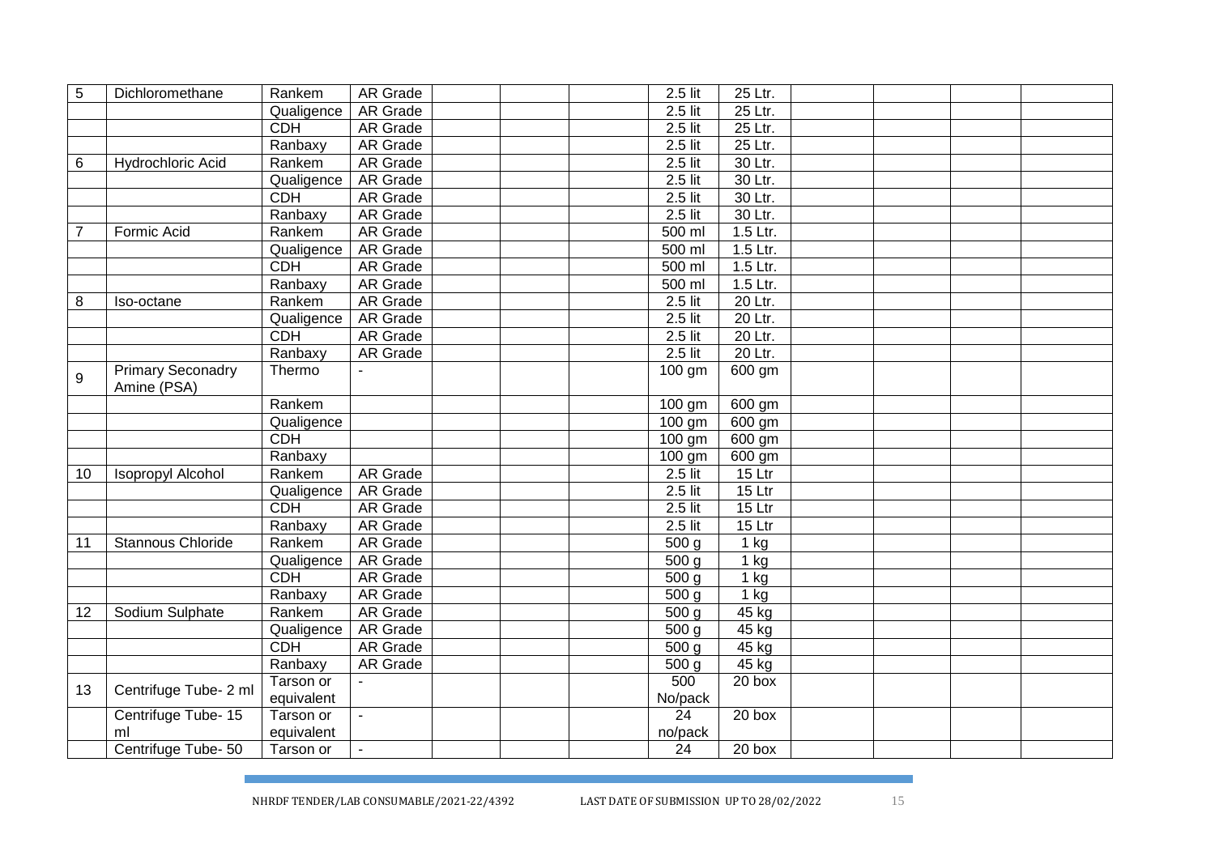| | | | | | | | | | | | | |
|---|---|---|---|---|---|---|---|---|---|---|---|---|
| 5 | Dichloromethane | Rankem | AR Grade | | | | 2.5 lit | 25 Ltr. | | | | |
| | | Qualigence | AR Grade | | | | 2.5 lit | 25 Ltr. | | | | |
| | | CDH | AR Grade | | | | 2.5 lit | 25 Ltr. | | | | |
| | | Ranbaxy | AR Grade | | | | 2.5 lit | 25 Ltr. | | | | |
| 6 | Hydrochloric Acid | Rankem | AR Grade | | | | 2.5 lit | 30 Ltr. | | | | |
| | | Qualigence | AR Grade | | | | 2.5 lit | 30 Ltr. | | | | |
| | | CDH | AR Grade | | | | 2.5 lit | 30 Ltr. | | | | |
| | | Ranbaxy | AR Grade | | | | 2.5 lit | 30 Ltr. | | | | |
| 7 | Formic Acid | Rankem | AR Grade | | | | 500 ml | 1.5 Ltr. | | | | |
| | | Qualigence | AR Grade | | | | 500 ml | 1.5 Ltr. | | | | |
| | | CDH | AR Grade | | | | 500 ml | 1.5 Ltr. | | | | |
| | | Ranbaxy | AR Grade | | | | 500 ml | 1.5 Ltr. | | | | |
| 8 | Iso-octane | Rankem | AR Grade | | | | 2.5 lit | 20 Ltr. | | | | |
| | | Qualigence | AR Grade | | | | 2.5 lit | 20 Ltr. | | | | |
| | | CDH | AR Grade | | | | 2.5 lit | 20 Ltr. | | | | |
| | | Ranbaxy | AR Grade | | | | 2.5 lit | 20 Ltr. | | | | |
| 9 | Primary Seconadry Amine (PSA) | Thermo | - | | | | 100 gm | 600 gm | | | | |
| | | Rankem | | | | | 100 gm | 600 gm | | | | |
| | | Qualigence | | | | | 100 gm | 600 gm | | | | |
| | | CDH | | | | | 100 gm | 600 gm | | | | |
| | | Ranbaxy | | | | | 100 gm | 600 gm | | | | |
| 10 | Isopropyl Alcohol | Rankem | AR Grade | | | | 2.5 lit | 15 Ltr | | | | |
| | | Qualigence | AR Grade | | | | 2.5 lit | 15 Ltr | | | | |
| | | CDH | AR Grade | | | | 2.5 lit | 15 Ltr | | | | |
| | | Ranbaxy | AR Grade | | | | 2.5 lit | 15 Ltr | | | | |
| 11 | Stannous Chloride | Rankem | AR Grade | | | | 500 g | 1 kg | | | | |
| | | Qualigence | AR Grade | | | | 500 g | 1 kg | | | | |
| | | CDH | AR Grade | | | | 500 g | 1 kg | | | | |
| | | Ranbaxy | AR Grade | | | | 500 g | 1 kg | | | | |
| 12 | Sodium Sulphate | Rankem | AR Grade | | | | 500 g | 45 kg | | | | |
| | | Qualigence | AR Grade | | | | 500 g | 45 kg | | | | |
| | | CDH | AR Grade | | | | 500 g | 45 kg | | | | |
| | | Ranbaxy | AR Grade | | | | 500 g | 45 kg | | | | |
| 13 | Centrifuge Tube- 2 ml | Tarson or equivalent | - | | | | 500 No/pack | 20 box | | | | |
| | Centrifuge Tube- 15 ml | Tarson or equivalent | - | | | | 24 no/pack | 20 box | | | | |
| | Centrifuge Tube- 50 | Tarson or | - | | | | 24 | 20 box | | | | |

NHRDF TENDER/LAB CONSUMABLE/2021-22/4392 LAST DATE OF SUBMISSION UP TO 28/02/2022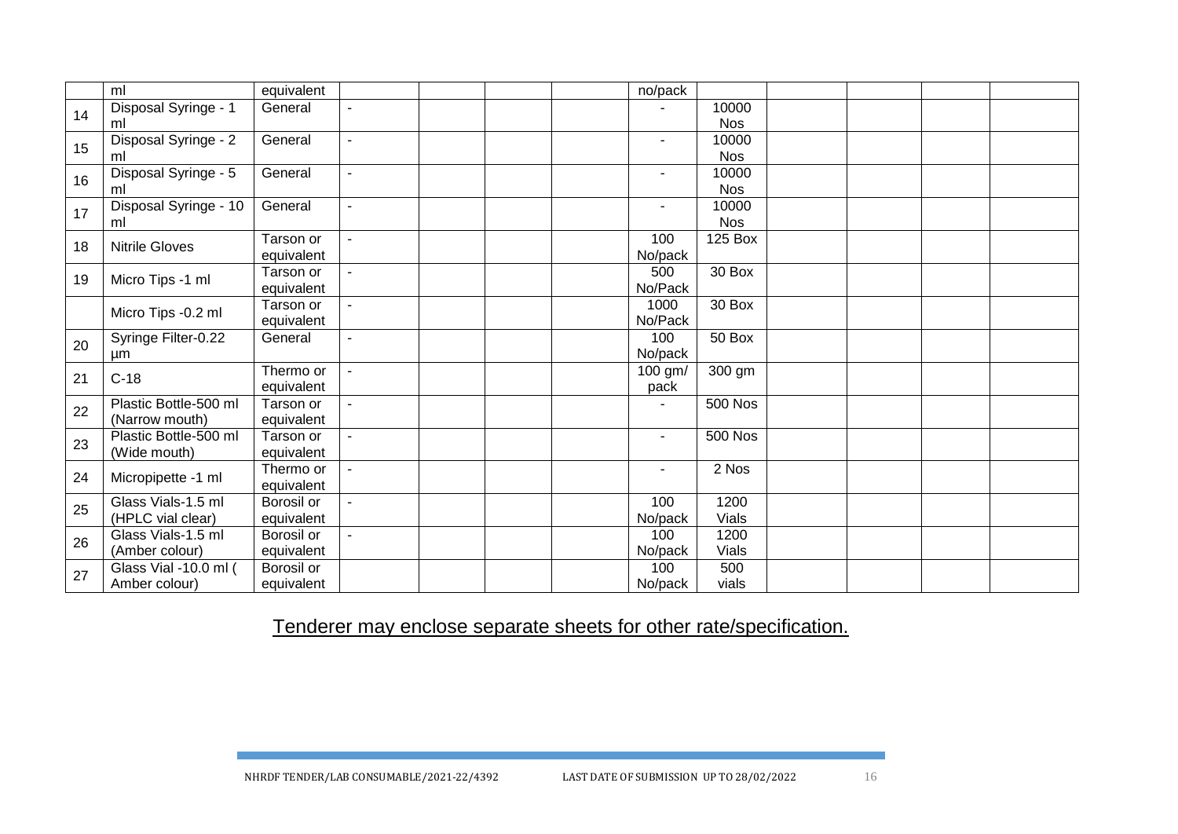| | ml | equivalent | | | | | no/pack | | | | | |
|---|---|---|---|---|---|---|---|---|---|---|---|---|
| 14 | Disposal Syringe - 1 ml | General | - | | | | - | 10000 Nos | | | | |
| 15 | Disposal Syringe - 2 ml | General | - | | | | - | 10000 Nos | | | | |
| 16 | Disposal Syringe - 5 ml | General | - | | | | - | 10000 Nos | | | | |
| 17 | Disposal Syringe - 10 ml | General | - | | | | - | 10000 Nos | | | | |
| 18 | Nitrile Gloves | Tarson or equivalent | - | | | | 100 No/pack | 125 Box | | | | |
| 19 | Micro Tips -1 ml | Tarson or equivalent | - | | | | 500 No/Pack | 30 Box | | | | |
| | Micro Tips -0.2 ml | Tarson or equivalent | - | | | | 1000 No/Pack | 30 Box | | | | |
| 20 | Syringe Filter-0.22 µm | General | - | | | | 100 No/pack | 50 Box | | | | |
| 21 | C-18 | Thermo or equivalent | - | | | | 100 gm/ pack | 300 gm | | | | |
| 22 | Plastic Bottle-500 ml (Narrow mouth) | Tarson or equivalent | - | | | | - | 500 Nos | | | | |
| 23 | Plastic Bottle-500 ml (Wide mouth) | Tarson or equivalent | - | | | | - | 500 Nos | | | | |
| 24 | Micropipette -1 ml | Thermo or equivalent | - | | | | - | 2 Nos | | | | |
| 25 | Glass Vials-1.5 ml (HPLC vial clear) | Borosil or equivalent | - | | | | 100 No/pack | 1200 Vials | | | | |
| 26 | Glass Vials-1.5 ml (Amber colour) | Borosil or equivalent | - | | | | 100 No/pack | 1200 Vials | | | | |
| 27 | Glass Vial -10.0 ml ( Amber colour) | Borosil or equivalent | | | | | 100 No/pack | 500 vials | | | | |

Tenderer may enclose separate sheets for other rate/specification.

NHRDF TENDER/LAB CONSUMABLE/2021-22/4392 LAST DATE OF SUBMISSION UP TO 28/02/2022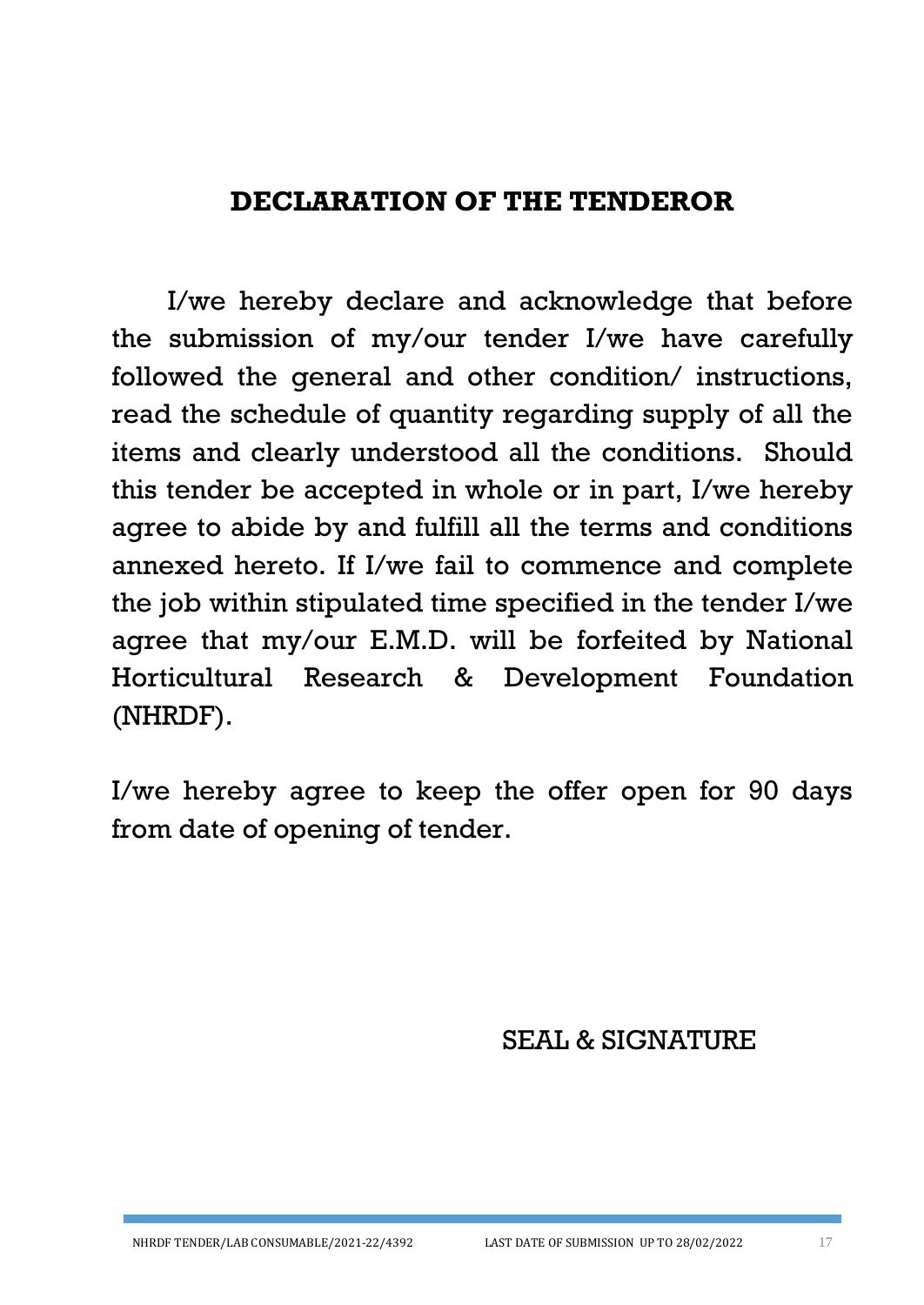## DECLARATION OF THE TENDEROR

I/we hereby declare and acknowledge that before the submission of my/our tender I/we have carefully followed the general and other condition/ instructions, read the schedule of quantity regarding supply of all the items and clearly understood all the conditions. Should this tender be accepted in whole or in part, I/we hereby agree to abide by and fulfill all the terms and conditions annexed hereto. If I/we fail to commence and complete the job within stipulated time specified in the tender I/we agree that my/our E.M.D. will be forfeited by National Horticultural Research & Development Foundation (NHRDF).

I/we hereby agree to keep the offer open for 90 days from date of opening of tender.

SEAL & SIGNATURE